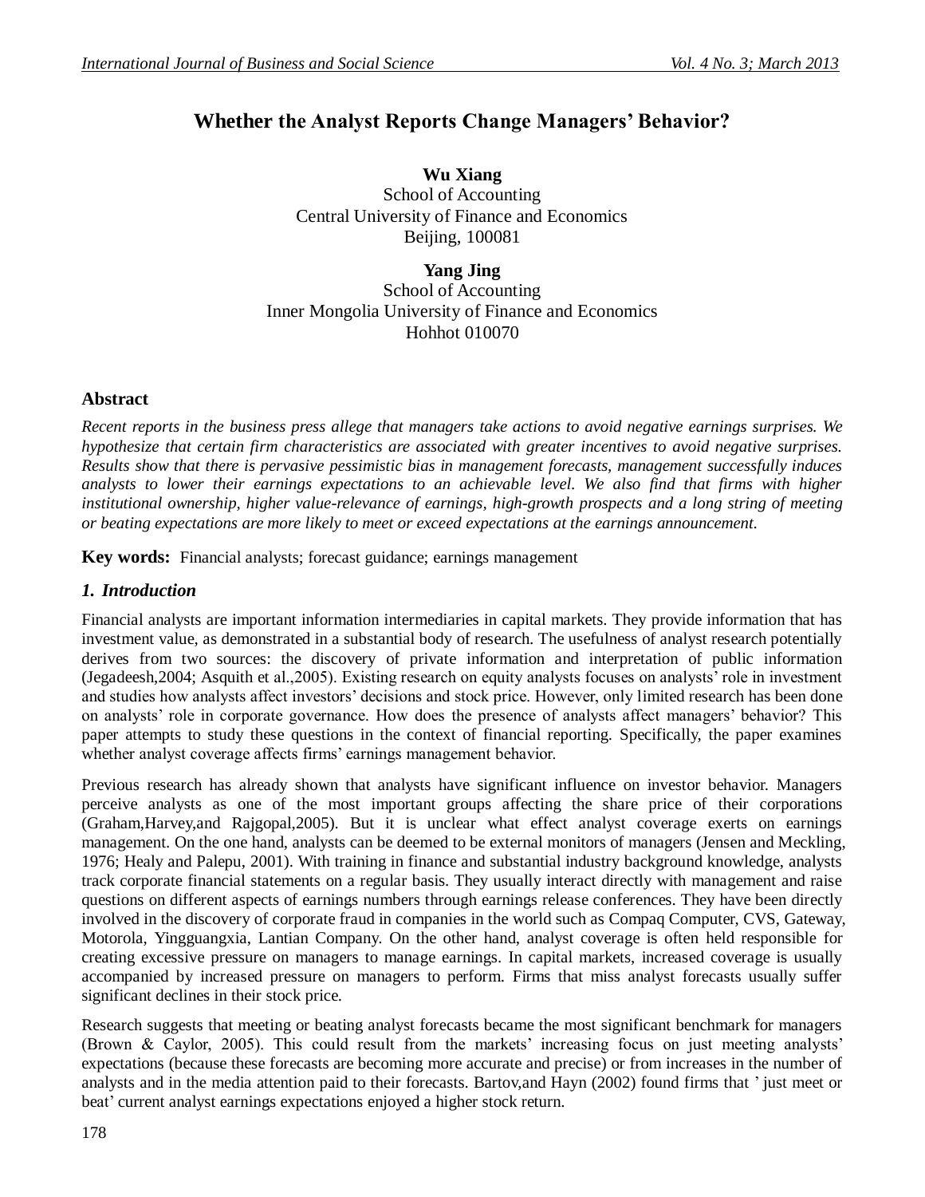# Whether the Analyst Reports Change Managers' Behavior?

**Wu Xiang**
School of Accounting
Central University of Finance and Economics
Beijing, 100081

**Yang Jing**
School of Accounting
Inner Mongolia University of Finance and Economics
Hohhot 010070

## Abstract

*Recent reports in the business press allege that managers take actions to avoid negative earnings surprises. We hypothesize that certain firm characteristics are associated with greater incentives to avoid negative surprises. Results show that there is pervasive pessimistic bias in management forecasts, management successfully induces analysts to lower their earnings expectations to an achievable level. We also find that firms with higher institutional ownership, higher value-relevance of earnings, high-growth prospects and a long string of meeting or beating expectations are more likely to meet or exceed expectations at the earnings announcement.*

**Key words:** Financial analysts; forecast guidance; earnings management

## 1. Introduction

Financial analysts are important information intermediaries in capital markets. They provide information that has investment value, as demonstrated in a substantial body of research. The usefulness of analyst research potentially derives from two sources: the discovery of private information and interpretation of public information (Jegadeesh,2004; Asquith et al.,2005). Existing research on equity analysts focuses on analysts' role in investment and studies how analysts affect investors' decisions and stock price. However, only limited research has been done on analysts' role in corporate governance. How does the presence of analysts affect managers' behavior? This paper attempts to study these questions in the context of financial reporting. Specifically, the paper examines whether analyst coverage affects firms' earnings management behavior.

Previous research has already shown that analysts have significant influence on investor behavior. Managers perceive analysts as one of the most important groups affecting the share price of their corporations (Graham,Harvey,and Rajgopal,2005). But it is unclear what effect analyst coverage exerts on earnings management. On the one hand, analysts can be deemed to be external monitors of managers (Jensen and Meckling, 1976; Healy and Palepu, 2001). With training in finance and substantial industry background knowledge, analysts track corporate financial statements on a regular basis. They usually interact directly with management and raise questions on different aspects of earnings numbers through earnings release conferences. They have been directly involved in the discovery of corporate fraud in companies in the world such as Compaq Computer, CVS, Gateway, Motorola, Yingguangxia, Lantian Company. On the other hand, analyst coverage is often held responsible for creating excessive pressure on managers to manage earnings. In capital markets, increased coverage is usually accompanied by increased pressure on managers to perform. Firms that miss analyst forecasts usually suffer significant declines in their stock price.

Research suggests that meeting or beating analyst forecasts became the most significant benchmark for managers (Brown & Caylor, 2005). This could result from the markets' increasing focus on just meeting analysts' expectations (because these forecasts are becoming more accurate and precise) or from increases in the number of analysts and in the media attention paid to their forecasts. Bartov,and Hayn (2002) found firms that ' just meet or beat' current analyst earnings expectations enjoyed a higher stock return.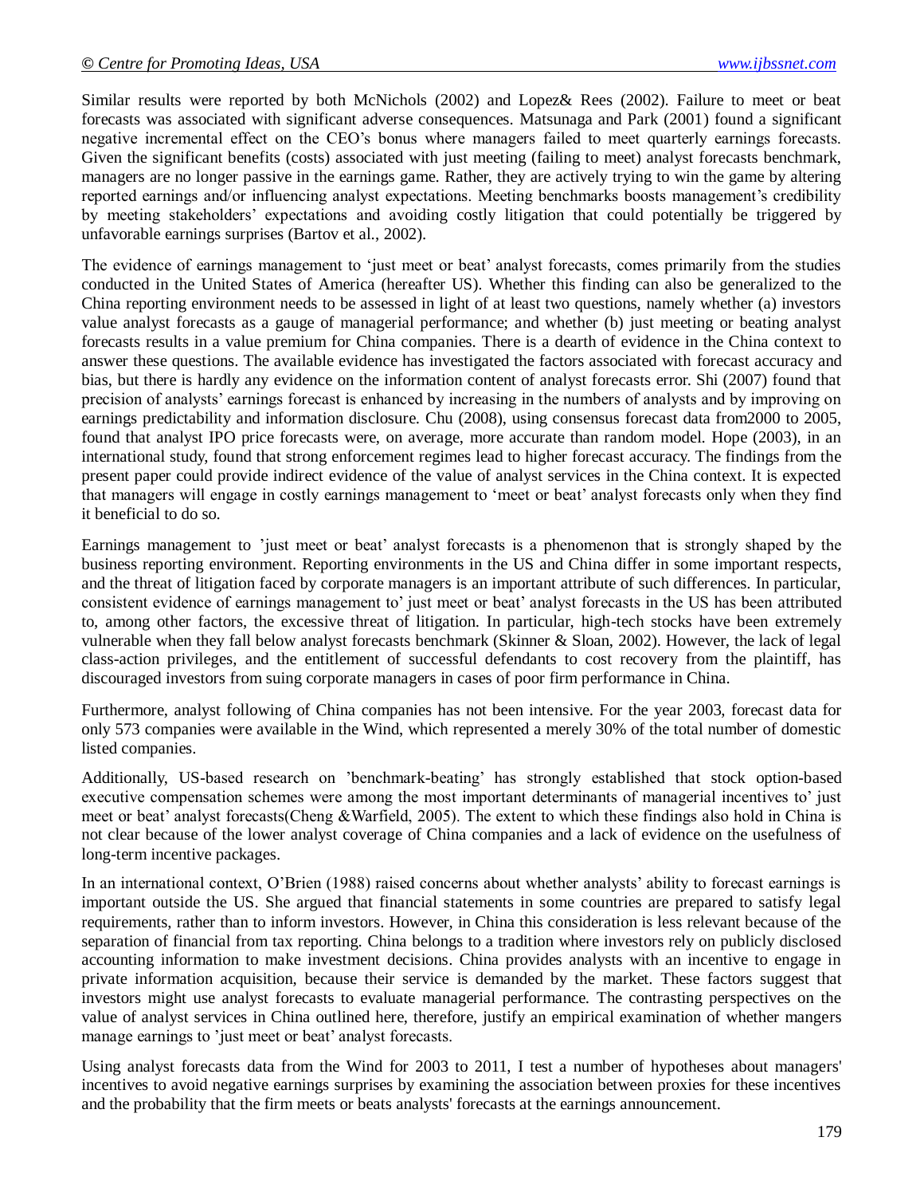Similar results were reported by both McNichols (2002) and Lopez& Rees (2002). Failure to meet or beat forecasts was associated with significant adverse consequences. Matsunaga and Park (2001) found a significant negative incremental effect on the CEO's bonus where managers failed to meet quarterly earnings forecasts. Given the significant benefits (costs) associated with just meeting (failing to meet) analyst forecasts benchmark, managers are no longer passive in the earnings game. Rather, they are actively trying to win the game by altering reported earnings and/or influencing analyst expectations. Meeting benchmarks boosts management's credibility by meeting stakeholders' expectations and avoiding costly litigation that could potentially be triggered by unfavorable earnings surprises (Bartov et al., 2002).

The evidence of earnings management to 'just meet or beat' analyst forecasts, comes primarily from the studies conducted in the United States of America (hereafter US). Whether this finding can also be generalized to the China reporting environment needs to be assessed in light of at least two questions, namely whether (a) investors value analyst forecasts as a gauge of managerial performance; and whether (b) just meeting or beating analyst forecasts results in a value premium for China companies. There is a dearth of evidence in the China context to answer these questions. The available evidence has investigated the factors associated with forecast accuracy and bias, but there is hardly any evidence on the information content of analyst forecasts error. Shi (2007) found that precision of analysts' earnings forecast is enhanced by increasing in the numbers of analysts and by improving on earnings predictability and information disclosure. Chu (2008), using consensus forecast data from2000 to 2005, found that analyst IPO price forecasts were, on average, more accurate than random model. Hope (2003), in an international study, found that strong enforcement regimes lead to higher forecast accuracy. The findings from the present paper could provide indirect evidence of the value of analyst services in the China context. It is expected that managers will engage in costly earnings management to 'meet or beat' analyst forecasts only when they find it beneficial to do so.

Earnings management to 'just meet or beat' analyst forecasts is a phenomenon that is strongly shaped by the business reporting environment. Reporting environments in the US and China differ in some important respects, and the threat of litigation faced by corporate managers is an important attribute of such differences. In particular, consistent evidence of earnings management to' just meet or beat' analyst forecasts in the US has been attributed to, among other factors, the excessive threat of litigation. In particular, high-tech stocks have been extremely vulnerable when they fall below analyst forecasts benchmark (Skinner & Sloan, 2002). However, the lack of legal class-action privileges, and the entitlement of successful defendants to cost recovery from the plaintiff, has discouraged investors from suing corporate managers in cases of poor firm performance in China.

Furthermore, analyst following of China companies has not been intensive. For the year 2003, forecast data for only 573 companies were available in the Wind, which represented a merely 30% of the total number of domestic listed companies.

Additionally, US-based research on 'benchmark-beating' has strongly established that stock option-based executive compensation schemes were among the most important determinants of managerial incentives to' just meet or beat' analyst forecasts(Cheng &Warfield, 2005). The extent to which these findings also hold in China is not clear because of the lower analyst coverage of China companies and a lack of evidence on the usefulness of long-term incentive packages.

In an international context, O'Brien (1988) raised concerns about whether analysts' ability to forecast earnings is important outside the US. She argued that financial statements in some countries are prepared to satisfy legal requirements, rather than to inform investors. However, in China this consideration is less relevant because of the separation of financial from tax reporting. China belongs to a tradition where investors rely on publicly disclosed accounting information to make investment decisions. China provides analysts with an incentive to engage in private information acquisition, because their service is demanded by the market. These factors suggest that investors might use analyst forecasts to evaluate managerial performance. The contrasting perspectives on the value of analyst services in China outlined here, therefore, justify an empirical examination of whether mangers manage earnings to 'just meet or beat' analyst forecasts.

Using analyst forecasts data from the Wind for 2003 to 2011, I test a number of hypotheses about managers' incentives to avoid negative earnings surprises by examining the association between proxies for these incentives and the probability that the firm meets or beats analysts' forecasts at the earnings announcement.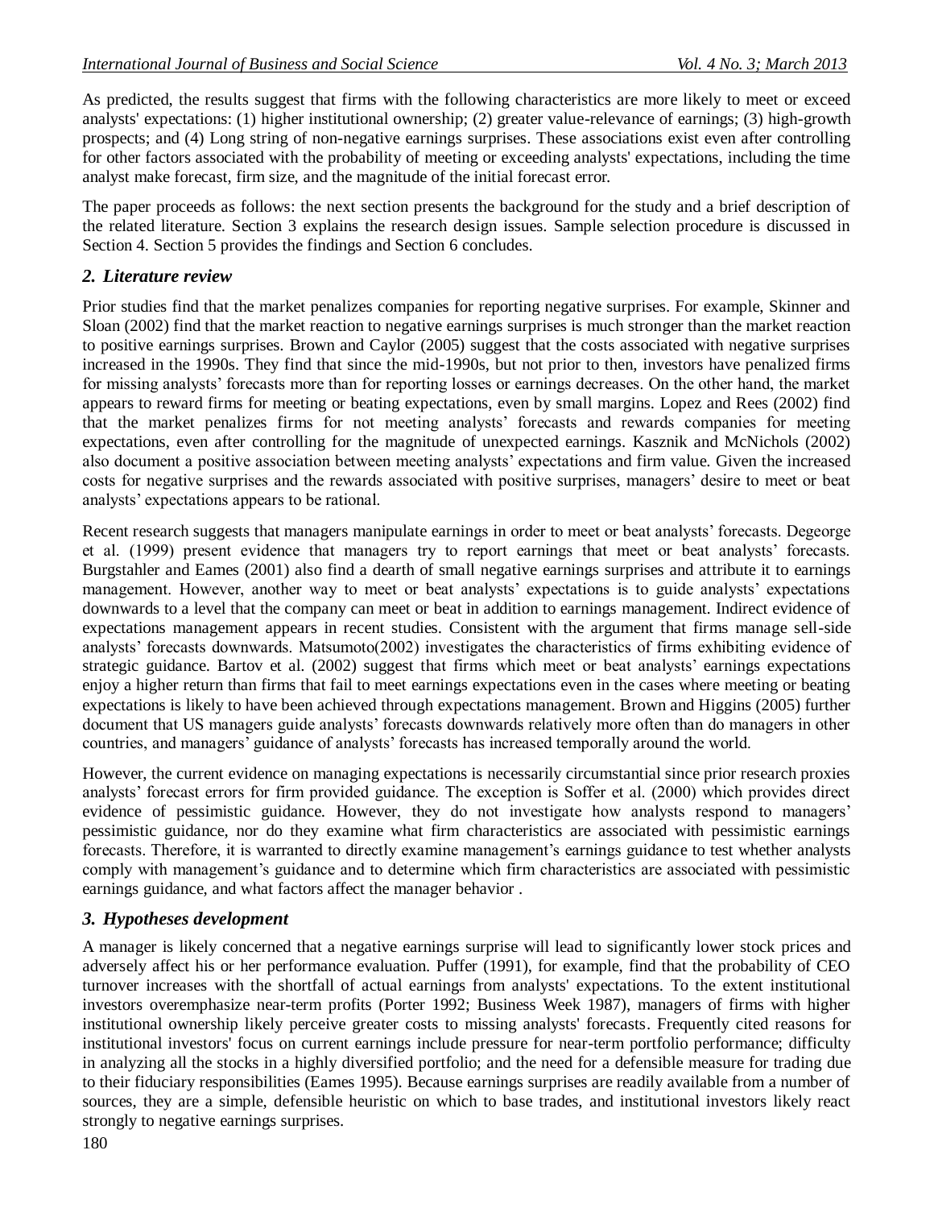As predicted, the results suggest that firms with the following characteristics are more likely to meet or exceed analysts' expectations: (1) higher institutional ownership; (2) greater value-relevance of earnings; (3) high-growth prospects; and (4) Long string of non-negative earnings surprises. These associations exist even after controlling for other factors associated with the probability of meeting or exceeding analysts' expectations, including the time analyst make forecast, firm size, and the magnitude of the initial forecast error.

The paper proceeds as follows: the next section presents the background for the study and a brief description of the related literature. Section 3 explains the research design issues. Sample selection procedure is discussed in Section 4. Section 5 provides the findings and Section 6 concludes.

## *2. Literature review*

Prior studies find that the market penalizes companies for reporting negative surprises. For example, Skinner and Sloan (2002) find that the market reaction to negative earnings surprises is much stronger than the market reaction to positive earnings surprises. Brown and Caylor (2005) suggest that the costs associated with negative surprises increased in the 1990s. They find that since the mid-1990s, but not prior to then, investors have penalized firms for missing analysts' forecasts more than for reporting losses or earnings decreases. On the other hand, the market appears to reward firms for meeting or beating expectations, even by small margins. Lopez and Rees (2002) find that the market penalizes firms for not meeting analysts' forecasts and rewards companies for meeting expectations, even after controlling for the magnitude of unexpected earnings. Kasznik and McNichols (2002) also document a positive association between meeting analysts' expectations and firm value. Given the increased costs for negative surprises and the rewards associated with positive surprises, managers' desire to meet or beat analysts' expectations appears to be rational.

Recent research suggests that managers manipulate earnings in order to meet or beat analysts' forecasts. Degeorge et al. (1999) present evidence that managers try to report earnings that meet or beat analysts' forecasts. Burgstahler and Eames (2001) also find a dearth of small negative earnings surprises and attribute it to earnings management. However, another way to meet or beat analysts' expectations is to guide analysts' expectations downwards to a level that the company can meet or beat in addition to earnings management. Indirect evidence of expectations management appears in recent studies. Consistent with the argument that firms manage sell-side analysts' forecasts downwards. Matsumoto(2002) investigates the characteristics of firms exhibiting evidence of strategic guidance. Bartov et al. (2002) suggest that firms which meet or beat analysts' earnings expectations enjoy a higher return than firms that fail to meet earnings expectations even in the cases where meeting or beating expectations is likely to have been achieved through expectations management. Brown and Higgins (2005) further document that US managers guide analysts' forecasts downwards relatively more often than do managers in other countries, and managers' guidance of analysts' forecasts has increased temporally around the world.

However, the current evidence on managing expectations is necessarily circumstantial since prior research proxies analysts' forecast errors for firm provided guidance. The exception is Soffer et al. (2000) which provides direct evidence of pessimistic guidance. However, they do not investigate how analysts respond to managers' pessimistic guidance, nor do they examine what firm characteristics are associated with pessimistic earnings forecasts. Therefore, it is warranted to directly examine management's earnings guidance to test whether analysts comply with management's guidance and to determine which firm characteristics are associated with pessimistic earnings guidance, and what factors affect the manager behavior .

## *3. Hypotheses development*

A manager is likely concerned that a negative earnings surprise will lead to significantly lower stock prices and adversely affect his or her performance evaluation. Puffer (1991), for example, find that the probability of CEO turnover increases with the shortfall of actual earnings from analysts' expectations. To the extent institutional investors overemphasize near-term profits (Porter 1992; Business Week 1987), managers of firms with higher institutional ownership likely perceive greater costs to missing analysts' forecasts. Frequently cited reasons for institutional investors' focus on current earnings include pressure for near-term portfolio performance; difficulty in analyzing all the stocks in a highly diversified portfolio; and the need for a defensible measure for trading due to their fiduciary responsibilities (Eames 1995). Because earnings surprises are readily available from a number of sources, they are a simple, defensible heuristic on which to base trades, and institutional investors likely react strongly to negative earnings surprises.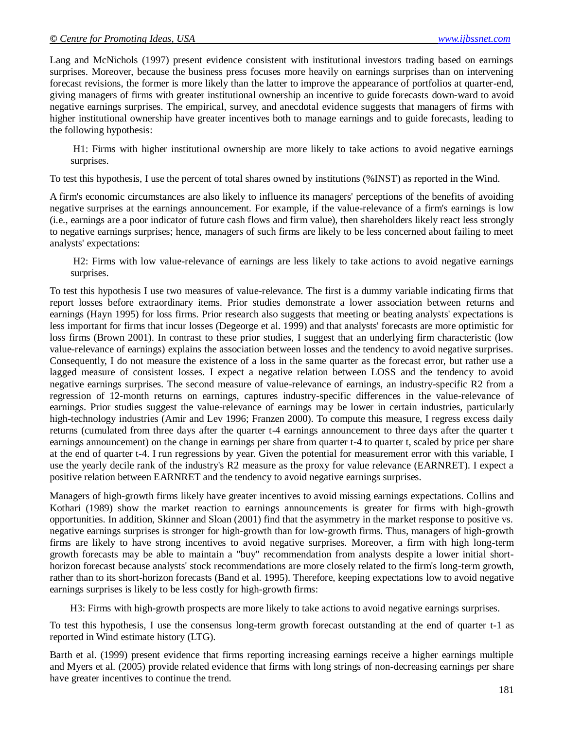Lang and McNichols (1997) present evidence consistent with institutional investors trading based on earnings surprises. Moreover, because the business press focuses more heavily on earnings surprises than on intervening forecast revisions, the former is more likely than the latter to improve the appearance of portfolios at quarter-end, giving managers of firms with greater institutional ownership an incentive to guide forecasts down-ward to avoid negative earnings surprises. The empirical, survey, and anecdotal evidence suggests that managers of firms with higher institutional ownership have greater incentives both to manage earnings and to guide forecasts, leading to the following hypothesis:

> H1: Firms with higher institutional ownership are more likely to take actions to avoid negative earnings surprises.

To test this hypothesis, I use the percent of total shares owned by institutions (%INST) as reported in the Wind.

A firm's economic circumstances are also likely to influence its managers' perceptions of the benefits of avoiding negative surprises at the earnings announcement. For example, if the value-relevance of a firm's earnings is low (i.e., earnings are a poor indicator of future cash flows and firm value), then shareholders likely react less strongly to negative earnings surprises; hence, managers of such firms are likely to be less concerned about failing to meet analysts' expectations:

> H2: Firms with low value-relevance of earnings are less likely to take actions to avoid negative earnings surprises.

To test this hypothesis I use two measures of value-relevance. The first is a dummy variable indicating firms that report losses before extraordinary items. Prior studies demonstrate a lower association between returns and earnings (Hayn 1995) for loss firms. Prior research also suggests that meeting or beating analysts' expectations is less important for firms that incur losses (Degeorge et al. 1999) and that analysts' forecasts are more optimistic for loss firms (Brown 2001). In contrast to these prior studies, I suggest that an underlying firm characteristic (low value-relevance of earnings) explains the association between losses and the tendency to avoid negative surprises. Consequently, I do not measure the existence of a loss in the same quarter as the forecast error, but rather use a lagged measure of consistent losses. I expect a negative relation between LOSS and the tendency to avoid negative earnings surprises. The second measure of value-relevance of earnings, an industry-specific $R^2$ from a regression of 12-month returns on earnings, captures industry-specific differences in the value-relevance of earnings. Prior studies suggest the value-relevance of earnings may be lower in certain industries, particularly high-technology industries (Amir and Lev 1996; Franzen 2000). To compute this measure, I regress excess daily returns (cumulated from three days after the quarter t-4 earnings announcement to three days after the quarter t earnings announcement) on the change in earnings per share from quarter t-4 to quarter t, scaled by price per share at the end of quarter t-4. I run regressions by year. Given the potential for measurement error with this variable, I use the yearly decile rank of the industry's $R^2$ measure as the proxy for value relevance (EARNRET). I expect a positive relation between EARNRET and the tendency to avoid negative earnings surprises.

Managers of high-growth firms likely have greater incentives to avoid missing earnings expectations. Collins and Kothari (1989) show the market reaction to earnings announcements is greater for firms with high-growth opportunities. In addition, Skinner and Sloan (2001) find that the asymmetry in the market response to positive vs. negative earnings surprises is stronger for high-growth than for low-growth firms. Thus, managers of high-growth firms are likely to have strong incentives to avoid negative surprises. Moreover, a firm with high long-term growth forecasts may be able to maintain a "buy" recommendation from analysts despite a lower initial short-horizon forecast because analysts' stock recommendations are more closely related to the firm's long-term growth, rather than to its short-horizon forecasts (Band et al. 1995). Therefore, keeping expectations low to avoid negative earnings surprises is likely to be less costly for high-growth firms:

> H3: Firms with high-growth prospects are more likely to take actions to avoid negative earnings surprises.

To test this hypothesis, I use the consensus long-term growth forecast outstanding at the end of quarter t-1 as reported in Wind estimate history (LTG).

Barth et al. (1999) present evidence that firms reporting increasing earnings receive a higher earnings multiple and Myers et al. (2005) provide related evidence that firms with long strings of non-decreasing earnings per share have greater incentives to continue the trend.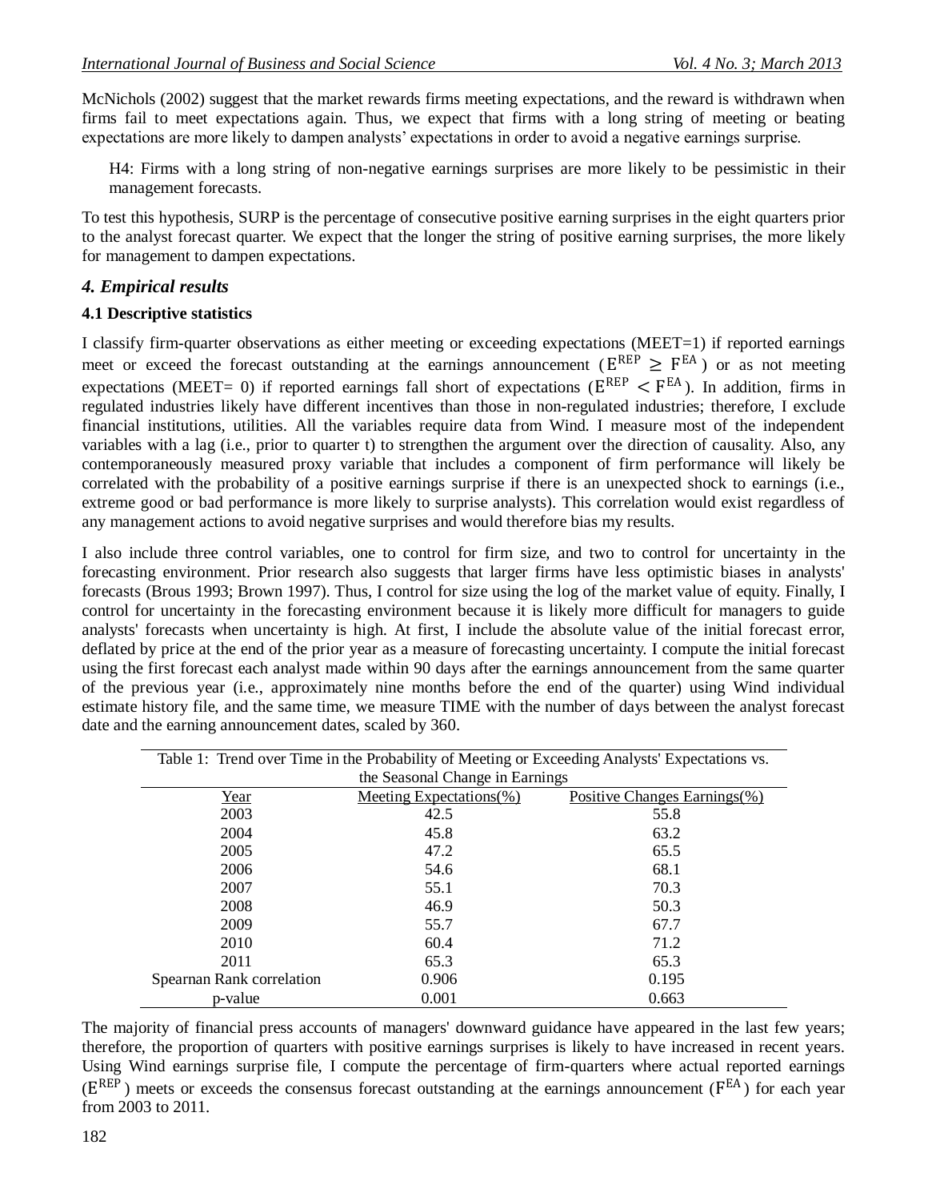McNichols (2002) suggest that the market rewards firms meeting expectations, and the reward is withdrawn when firms fail to meet expectations again. Thus, we expect that firms with a long string of meeting or beating expectations are more likely to dampen analysts' expectations in order to avoid a negative earnings surprise.

> H4: Firms with a long string of non-negative earnings surprises are more likely to be pessimistic in their management forecasts.

To test this hypothesis, SURP is the percentage of consecutive positive earning surprises in the eight quarters prior to the analyst forecast quarter. We expect that the longer the string of positive earning surprises, the more likely for management to dampen expectations.

## *4. Empirical results*

### 4.1 Descriptive statistics

I classify firm-quarter observations as either meeting or exceeding expectations (MEET=1) if reported earnings meet or exceed the forecast outstanding at the earnings announcement ($E^{REP} \geq F^{EA}$) or as not meeting expectations (MEET= 0) if reported earnings fall short of expectations ($E^{REP} < F^{EA}$). In addition, firms in regulated industries likely have different incentives than those in non-regulated industries; therefore, I exclude financial institutions, utilities. All the variables require data from Wind. I measure most of the independent variables with a lag (i.e., prior to quarter t) to strengthen the argument over the direction of causality. Also, any contemporaneously measured proxy variable that includes a component of firm performance will likely be correlated with the probability of a positive earnings surprise if there is an unexpected shock to earnings (i.e., extreme good or bad performance is more likely to surprise analysts). This correlation would exist regardless of any management actions to avoid negative surprises and would therefore bias my results.

I also include three control variables, one to control for firm size, and two to control for uncertainty in the forecasting environment. Prior research also suggests that larger firms have less optimistic biases in analysts' forecasts (Brous 1993; Brown 1997). Thus, I control for size using the log of the market value of equity. Finally, I control for uncertainty in the forecasting environment because it is likely more difficult for managers to guide analysts' forecasts when uncertainty is high. At first, I include the absolute value of the initial forecast error, deflated by price at the end of the prior year as a measure of forecasting uncertainty. I compute the initial forecast using the first forecast each analyst made within 90 days after the earnings announcement from the same quarter of the previous year (i.e., approximately nine months before the end of the quarter) using Wind individual estimate history file, and the same time, we measure TIME with the number of days between the analyst forecast date and the earning announcement dates, scaled by 360.

Table 1: Trend over Time in the Probability of Meeting or Exceeding Analysts' Expectations vs. the Seasonal Change in Earnings

| Year | Meeting Expectations(%) | Positive Changes Earnings(%) |
|---|---|---|
| 2003 | 42.5 | 55.8 |
| 2004 | 45.8 | 63.2 |
| 2005 | 47.2 | 65.5 |
| 2006 | 54.6 | 68.1 |
| 2007 | 55.1 | 70.3 |
| 2008 | 46.9 | 50.3 |
| 2009 | 55.7 | 67.7 |
| 2010 | 60.4 | 71.2 |
| 2011 | 65.3 | 65.3 |
| Spearnan Rank correlation | 0.906 | 0.195 |
| p-value | 0.001 | 0.663 |

The majority of financial press accounts of managers' downward guidance have appeared in the last few years; therefore, the proportion of quarters with positive earnings surprises is likely to have increased in recent years. Using Wind earnings surprise file, I compute the percentage of firm-quarters where actual reported earnings ($E^{REP}$) meets or exceeds the consensus forecast outstanding at the earnings announcement ($F^{EA}$) for each year from 2003 to 2011.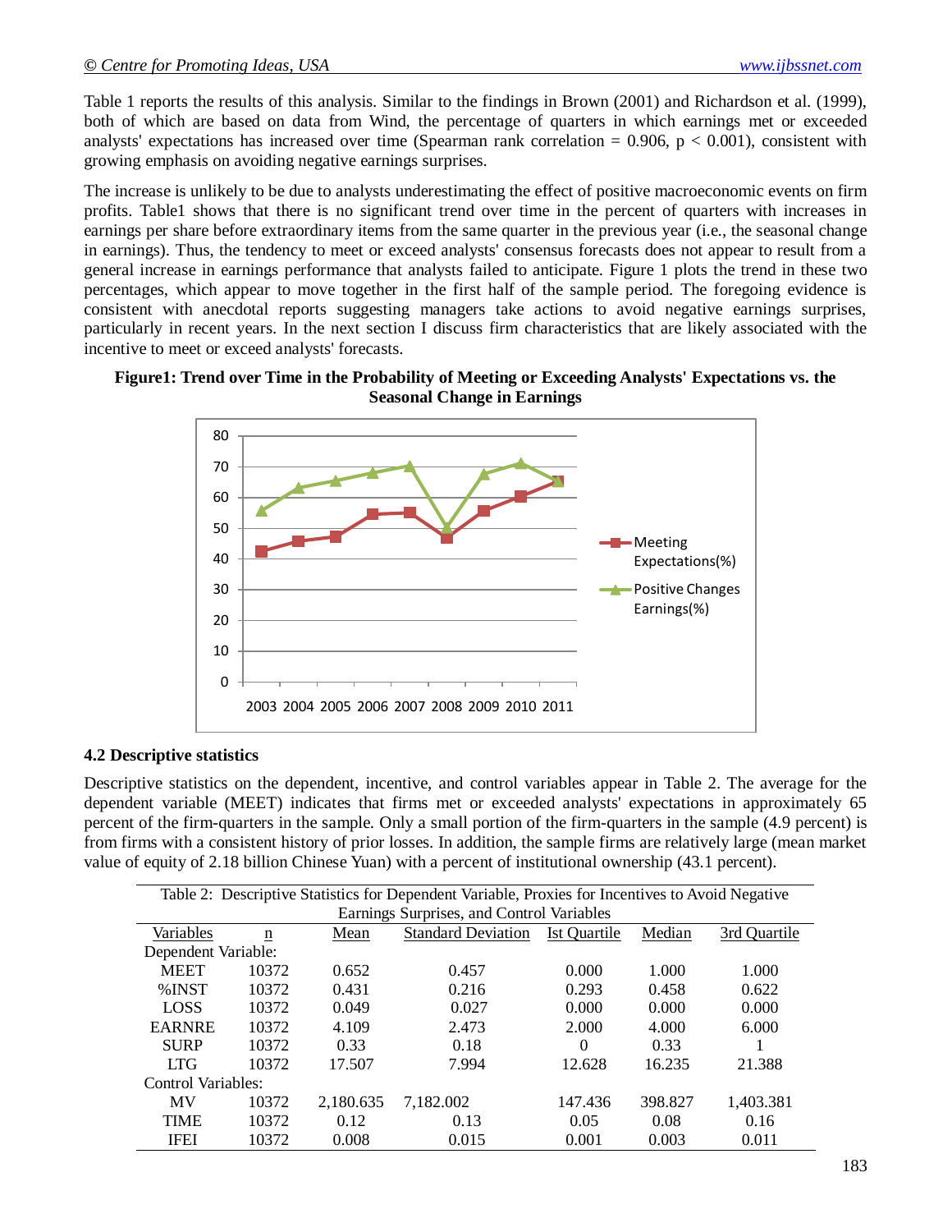Table 1 reports the results of this analysis. Similar to the findings in Brown (2001) and Richardson et al. (1999), both of which are based on data from Wind, the percentage of quarters in which earnings met or exceeded analysts' expectations has increased over time (Spearman rank correlation = 0.906, $p < 0.001$), consistent with growing emphasis on avoiding negative earnings surprises.

The increase is unlikely to be due to analysts underestimating the effect of positive macroeconomic events on firm profits. Table1 shows that there is no significant trend over time in the percent of quarters with increases in earnings per share before extraordinary items from the same quarter in the previous year (i.e., the seasonal change in earnings). Thus, the tendency to meet or exceed analysts' consensus forecasts does not appear to result from a general increase in earnings performance that analysts failed to anticipate. Figure 1 plots the trend in these two percentages, which appear to move together in the first half of the sample period. The foregoing evidence is consistent with anecdotal reports suggesting managers take actions to avoid negative earnings surprises, particularly in recent years. In the next section I discuss firm characteristics that are likely associated with the incentive to meet or exceed analysts' forecasts.

**Figure1: Trend over Time in the Probability of Meeting or Exceeding Analysts' Expectations vs. the Seasonal Change in Earnings**

### 4.2 Descriptive statistics

Descriptive statistics on the dependent, incentive, and control variables appear in Table 2. The average for the dependent variable (MEET) indicates that firms met or exceeded analysts' expectations in approximately 65 percent of the firm-quarters in the sample. Only a small portion of the firm-quarters in the sample (4.9 percent) is from firms with a consistent history of prior losses. In addition, the sample firms are relatively large (mean market value of equity of 2.18 billion Chinese Yuan) with a percent of institutional ownership (43.1 percent).

Table 2: Descriptive Statistics for Dependent Variable, Proxies for Incentives to Avoid Negative Earnings Surprises, and Control Variables

| Variables | n | Mean | Standard Deviation | Ist Quartile | Median | 3rd Quartile |
|---|---|---|---|---|---|---|
| Dependent Variable: | | | | | | |
| MEET | 10372 | 0.652 | 0.457 | 0.000 | 1.000 | 1.000 |
| %INST | 10372 | 0.431 | 0.216 | 0.293 | 0.458 | 0.622 |
| LOSS | 10372 | 0.049 | 0.027 | 0.000 | 0.000 | 0.000 |
| EARNRE | 10372 | 4.109 | 2.473 | 2.000 | 4.000 | 6.000 |
| SURP | 10372 | 0.33 | 0.18 | 0 | 0.33 | 1 |
| LTG | 10372 | 17.507 | 7.994 | 12.628 | 16.235 | 21.388 |
| Control Variables: | | | | | | |
| MV | 10372 | 2,180.635 | 7,182.002 | 147.436 | 398.827 | 1,403.381 |
| TIME | 10372 | 0.12 | 0.13 | 0.05 | 0.08 | 0.16 |
| IFEI | 10372 | 0.008 | 0.015 | 0.001 | 0.003 | 0.011 |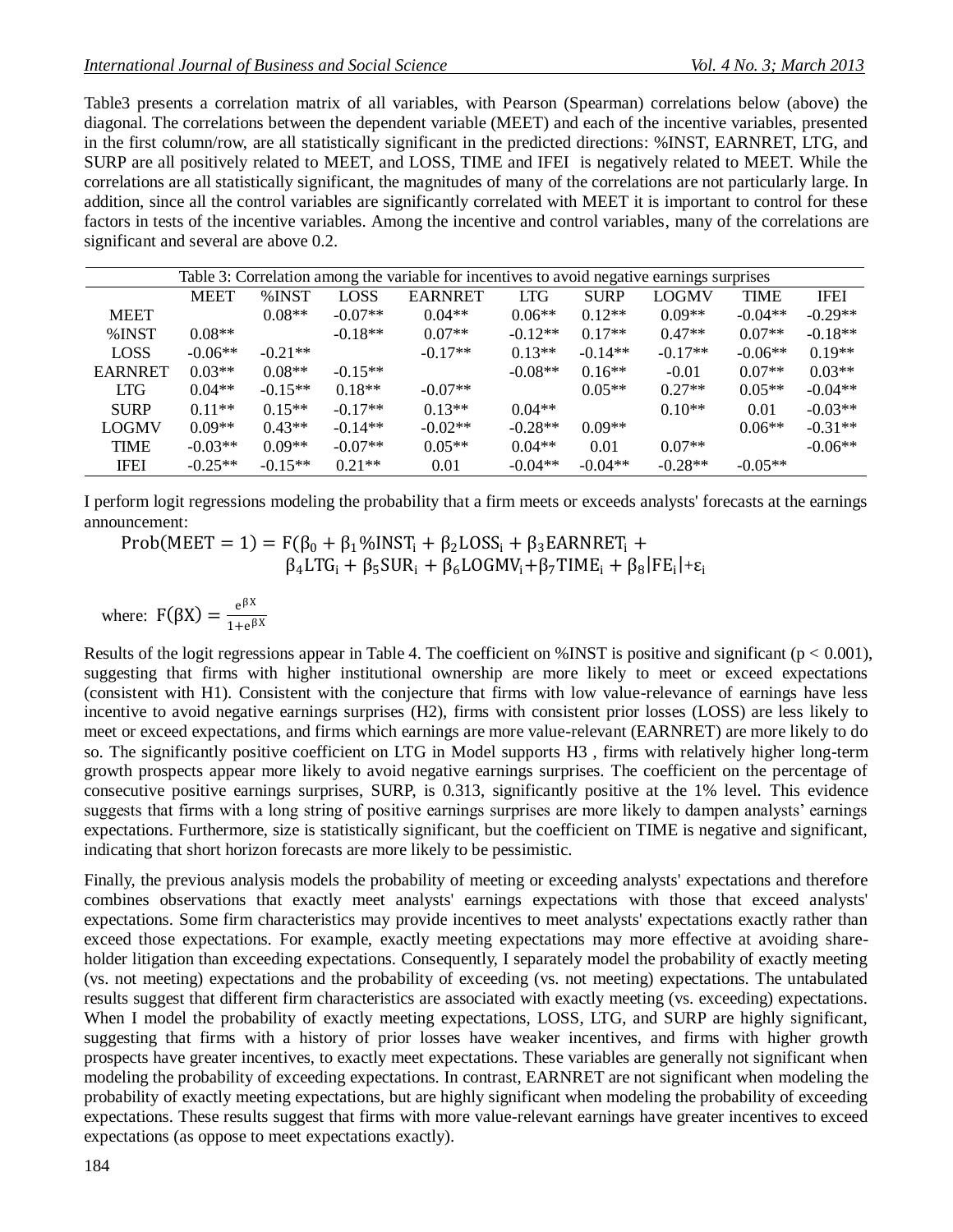Table3 presents a correlation matrix of all variables, with Pearson (Spearman) correlations below (above) the diagonal. The correlations between the dependent variable (MEET) and each of the incentive variables, presented in the first column/row, are all statistically significant in the predicted directions: %INST, EARNRET, LTG, and SURP are all positively related to MEET, and LOSS, TIME and IFEI is negatively related to MEET. While the correlations are all statistically significant, the magnitudes of many of the correlations are not particularly large. In addition, since all the control variables are significantly correlated with MEET it is important to control for these factors in tests of the incentive variables. Among the incentive and control variables, many of the correlations are significant and several are above 0.2.

Table 3: Correlation among the variable for incentives to avoid negative earnings surprises

| | MEET | %INST | LOSS | EARNRET | LTG | SURP | LOGMV | TIME | IFEI |
|---|---|---|---|---|---|---|---|---|---|
| MEET | | 0.08** | -0.07** | 0.04** | 0.06** | 0.12** | 0.09** | -0.04** | -0.29** |
| %INST | 0.08** | | -0.18** | 0.07** | -0.12** | 0.17** | 0.47** | 0.07** | -0.18** |
| LOSS | -0.06** | -0.21** | | -0.17** | 0.13** | -0.14** | -0.17** | -0.06** | 0.19** |
| EARNRET | 0.03** | 0.08** | -0.15** | | -0.08** | 0.16** | -0.01 | 0.07** | 0.03** |
| LTG | 0.04** | -0.15** | 0.18** | -0.07** | | 0.05** | 0.27** | 0.05** | -0.04** |
| SURP | 0.11** | 0.15** | -0.17** | 0.13** | 0.04** | | 0.10** | 0.01 | -0.03** |
| LOGMV | 0.09** | 0.43** | -0.14** | -0.02** | -0.28** | 0.09** | | 0.06** | -0.31** |
| TIME | -0.03** | 0.09** | -0.07** | 0.05** | 0.04** | 0.01 | 0.07** | | -0.06** |
| IFEI | -0.25** | -0.15** | 0.21** | 0.01 | -0.04** | -0.04** | -0.28** | -0.05** | |

I perform logit regressions modeling the probability that a firm meets or exceeds analysts' forecasts at the earnings announcement:

$$\text{Prob}(\text{MEET} = 1) = F(\beta_0 + \beta_1\%\text{INST}_i + \beta_2\text{LOSS}_i + \beta_3\text{EARNRET}_i + \beta_4\text{LTG}_i + \beta_5\text{SUR}_i + \beta_6\text{LOGMV}_i + \beta_7\text{TIME}_i + \beta_8|\text{FE}_i| + \varepsilon_i$$

where: $F(\beta X) = \frac{e^{\beta X}}{1+e^{\beta X}}$

Results of the logit regressions appear in Table 4. The coefficient on %INST is positive and significant ($p < 0.001$), suggesting that firms with higher institutional ownership are more likely to meet or exceed expectations (consistent with H1). Consistent with the conjecture that firms with low value-relevance of earnings have less incentive to avoid negative earnings surprises (H2), firms with consistent prior losses (LOSS) are less likely to meet or exceed expectations, and firms which earnings are more value-relevant (EARNRET) are more likely to do so. The significantly positive coefficient on LTG in Model supports H3 , firms with relatively higher long-term growth prospects appear more likely to avoid negative earnings surprises. The coefficient on the percentage of consecutive positive earnings surprises, SURP, is 0.313, significantly positive at the 1% level. This evidence suggests that firms with a long string of positive earnings surprises are more likely to dampen analysts' earnings expectations. Furthermore, size is statistically significant, but the coefficient on TIME is negative and significant, indicating that short horizon forecasts are more likely to be pessimistic.

Finally, the previous analysis models the probability of meeting or exceeding analysts' expectations and therefore combines observations that exactly meet analysts' earnings expectations with those that exceed analysts' expectations. Some firm characteristics may provide incentives to meet analysts' expectations exactly rather than exceed those expectations. For example, exactly meeting expectations may more effective at avoiding share-holder litigation than exceeding expectations. Consequently, I separately model the probability of exactly meeting (vs. not meeting) expectations and the probability of exceeding (vs. not meeting) expectations. The untabulated results suggest that different firm characteristics are associated with exactly meeting (vs. exceeding) expectations. When I model the probability of exactly meeting expectations, LOSS, LTG, and SURP are highly significant, suggesting that firms with a history of prior losses have weaker incentives, and firms with higher growth prospects have greater incentives, to exactly meet expectations. These variables are generally not significant when modeling the probability of exceeding expectations. In contrast, EARNRET are not significant when modeling the probability of exactly meeting expectations, but are highly significant when modeling the probability of exceeding expectations. These results suggest that firms with more value-relevant earnings have greater incentives to exceed expectations (as oppose to meet expectations exactly).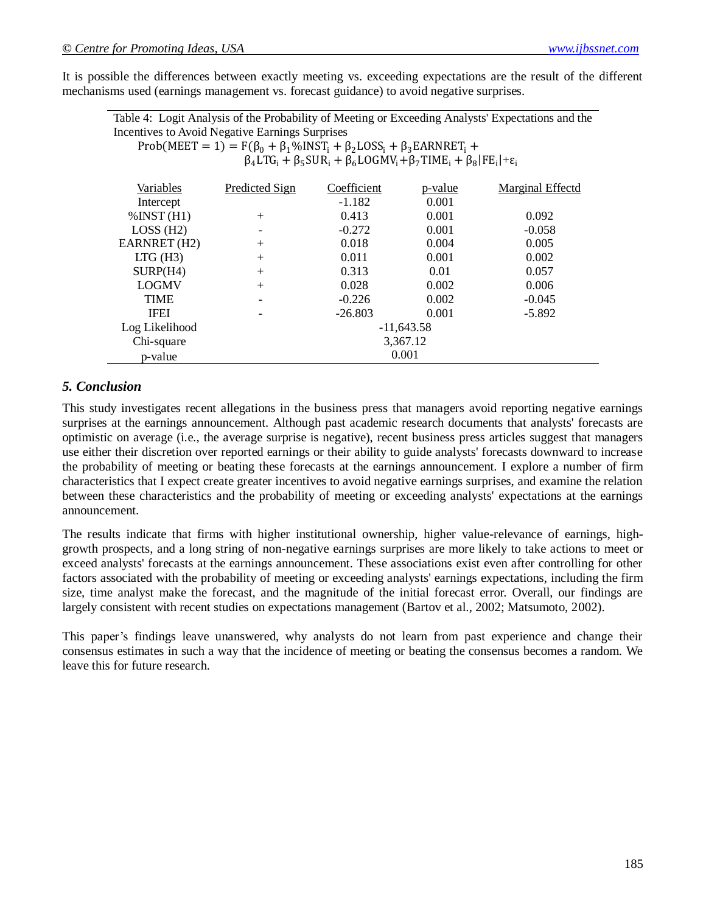It is possible the differences between exactly meeting vs. exceeding expectations are the result of the different mechanisms used (earnings management vs. forecast guidance) to avoid negative surprises.

Table 4: Logit Analysis of the Probability of Meeting or Exceeding Analysts' Expectations and the Incentives to Avoid Negative Earnings Surprises

$$\text{Prob}(\text{MEET} = 1) = \text{F}(\beta_0 + \beta_1\%\text{INST}_i + \beta_2\text{LOSS}_i + \beta_3\text{EARNRET}_i + \beta_4\text{LTG}_i + \beta_5\text{SUR}_i + \beta_6\text{LOGMV}_i + \beta_7\text{TIME}_i + \beta_8|\text{FE}_i| + \varepsilon_i$$

| Variables | Predicted Sign | Coefficient | p-value | Marginal Effectd |
|---|---|---|---|---|
| Intercept | | -1.182 | 0.001 | |
| %INST (H1) | + | 0.413 | 0.001 | 0.092 |
| LOSS (H2) | - | -0.272 | 0.001 | -0.058 |
| EARNRET (H2) | + | 0.018 | 0.004 | 0.005 |
| LTG (H3) | + | 0.011 | 0.001 | 0.002 |
| SURP(H4) | + | 0.313 | 0.01 | 0.057 |
| LOGMV | + | 0.028 | 0.002 | 0.006 |
| TIME | - | -0.226 | 0.002 | -0.045 |
| IFEI | - | -26.803 | 0.001 | -5.892 |
| Log Likelihood | | -11,643.58 | | |
| Chi-square | | 3,367.12 | | |
| p-value | | 0.001 | | |

## *5. Conclusion*

This study investigates recent allegations in the business press that managers avoid reporting negative earnings surprises at the earnings announcement. Although past academic research documents that analysts' forecasts are optimistic on average (i.e., the average surprise is negative), recent business press articles suggest that managers use either their discretion over reported earnings or their ability to guide analysts' forecasts downward to increase the probability of meeting or beating these forecasts at the earnings announcement. I explore a number of firm characteristics that I expect create greater incentives to avoid negative earnings surprises, and examine the relation between these characteristics and the probability of meeting or exceeding analysts' expectations at the earnings announcement.

The results indicate that firms with higher institutional ownership, higher value-relevance of earnings, high-growth prospects, and a long string of non-negative earnings surprises are more likely to take actions to meet or exceed analysts' forecasts at the earnings announcement. These associations exist even after controlling for other factors associated with the probability of meeting or exceeding analysts' earnings expectations, including the firm size, time analyst make the forecast, and the magnitude of the initial forecast error. Overall, our findings are largely consistent with recent studies on expectations management (Bartov et al., 2002; Matsumoto, 2002).

This paper's findings leave unanswered, why analysts do not learn from past experience and change their consensus estimates in such a way that the incidence of meeting or beating the consensus becomes a random. We leave this for future research.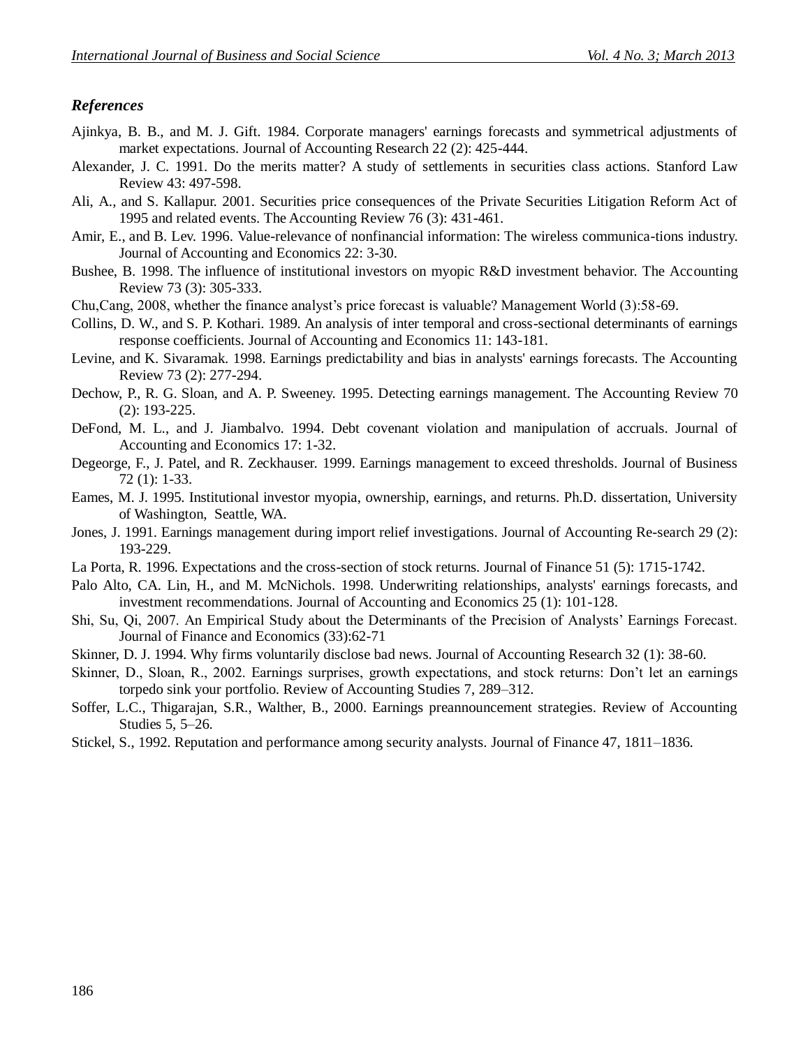### *References*

Ajinkya, B. B., and M. J. Gift. 1984. Corporate managers' earnings forecasts and symmetrical adjustments of market expectations. Journal of Accounting Research 22 (2): 425-444.

Alexander, J. C. 1991. Do the merits matter? A study of settlements in securities class actions. Stanford Law Review 43: 497-598.

Ali, A., and S. Kallapur. 2001. Securities price consequences of the Private Securities Litigation Reform Act of 1995 and related events. The Accounting Review 76 (3): 431-461.

Amir, E., and B. Lev. 1996. Value-relevance of nonfinancial information: The wireless communica-tions industry. Journal of Accounting and Economics 22: 3-30.

Bushee, B. 1998. The influence of institutional investors on myopic R&D investment behavior. The Accounting Review 73 (3): 305-333.

Chu,Cang, 2008, whether the finance analyst's price forecast is valuable? Management World (3):58-69.

Collins, D. W., and S. P. Kothari. 1989. An analysis of inter temporal and cross-sectional determinants of earnings response coefficients. Journal of Accounting and Economics 11: 143-181.

Levine, and K. Sivaramak. 1998. Earnings predictability and bias in analysts' earnings forecasts. The Accounting Review 73 (2): 277-294.

Dechow, P., R. G. Sloan, and A. P. Sweeney. 1995. Detecting earnings management. The Accounting Review 70 (2): 193-225.

DeFond, M. L., and J. Jiambalvo. 1994. Debt covenant violation and manipulation of accruals. Journal of Accounting and Economics 17: 1-32.

Degeorge, F., J. Patel, and R. Zeckhauser. 1999. Earnings management to exceed thresholds. Journal of Business 72 (1): 1-33.

Eames, M. J. 1995. Institutional investor myopia, ownership, earnings, and returns. Ph.D. dissertation, University of Washington, Seattle, WA.

Jones, J. 1991. Earnings management during import relief investigations. Journal of Accounting Re-search 29 (2): 193-229.

La Porta, R. 1996. Expectations and the cross-section of stock returns. Journal of Finance 51 (5): 1715-1742.

Palo Alto, CA. Lin, H., and M. McNichols. 1998. Underwriting relationships, analysts' earnings forecasts, and investment recommendations. Journal of Accounting and Economics 25 (1): 101-128.

Shi, Su, Qi, 2007. An Empirical Study about the Determinants of the Precision of Analysts' Earnings Forecast. Journal of Finance and Economics (33):62-71

Skinner, D. J. 1994. Why firms voluntarily disclose bad news. Journal of Accounting Research 32 (1): 38-60.

Skinner, D., Sloan, R., 2002. Earnings surprises, growth expectations, and stock returns: Don't let an earnings torpedo sink your portfolio. Review of Accounting Studies 7, 289–312.

Soffer, L.C., Thigarajan, S.R., Walther, B., 2000. Earnings preannouncement strategies. Review of Accounting Studies 5, 5–26.

Stickel, S., 1992. Reputation and performance among security analysts. Journal of Finance 47, 1811–1836.